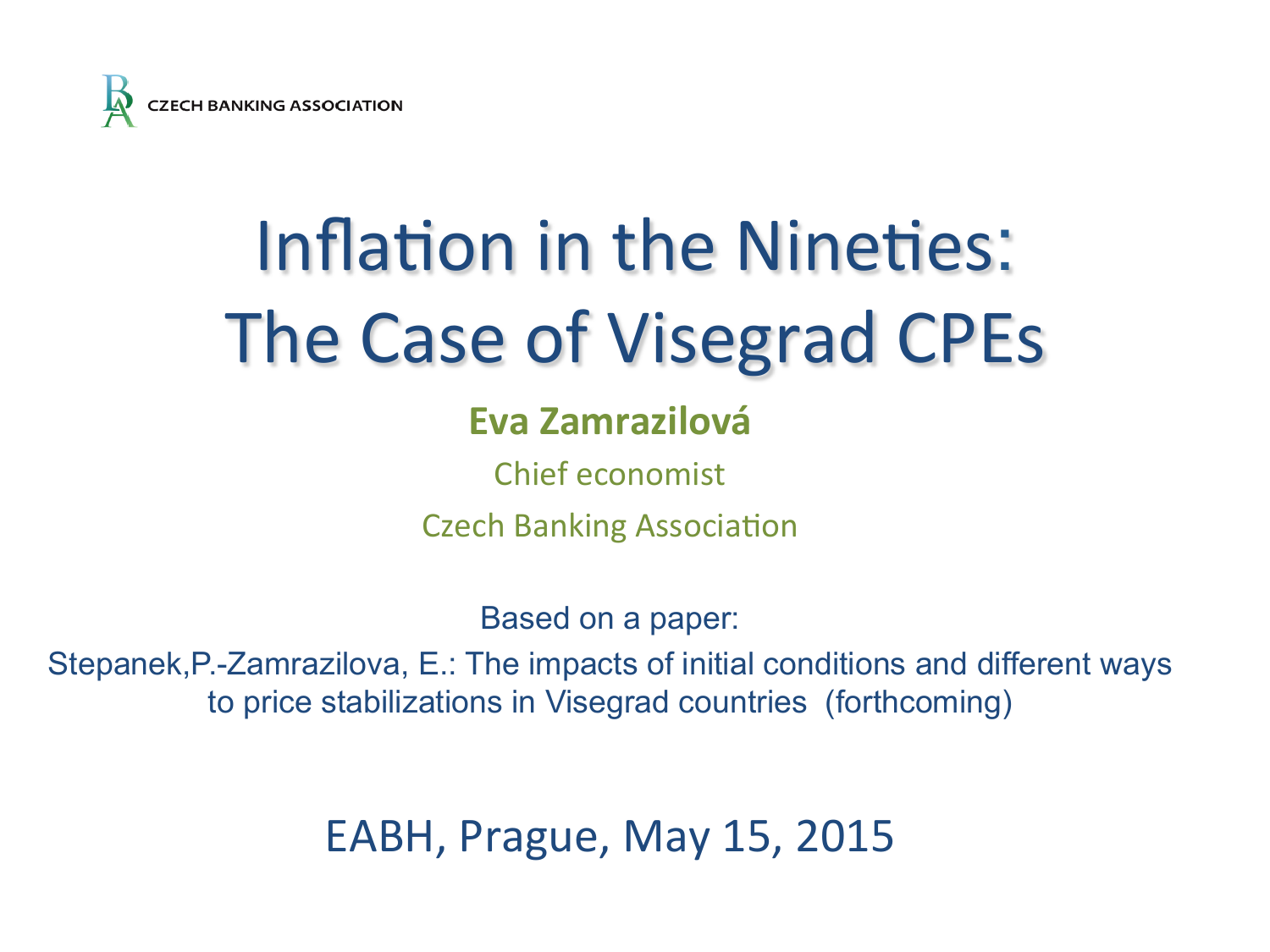CZECH BANKING ASSOCIATION

# Inflation in the Nineties: The Case of Visegrad CPEs

**Eva Zamrazilová**

Chief economist

Czech Banking Association

Based on a paper:

Stepanek,P.-Zamrazilova, E.: The impacts of initial conditions and different ways to price stabilizations in Visegrad countries (forthcoming)

EABH, Prague, May 15, 2015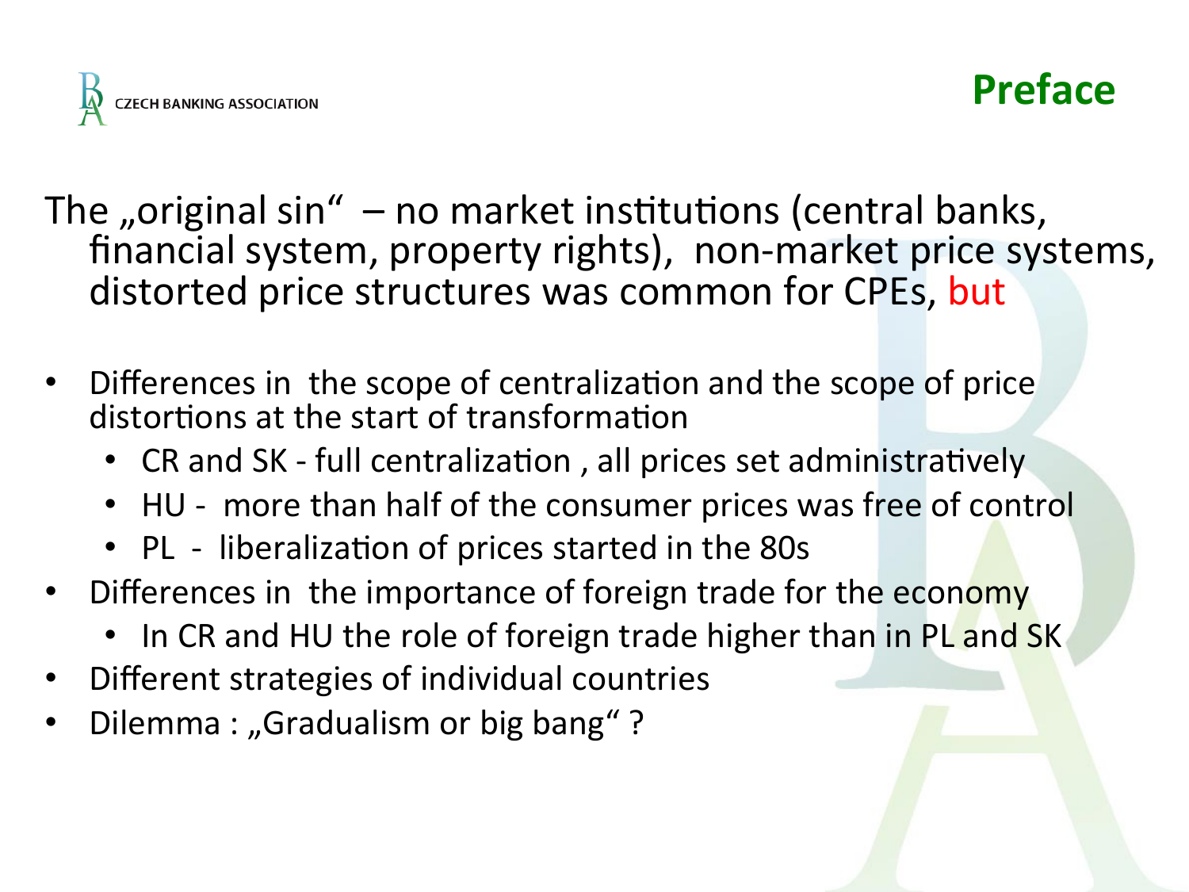# Preface

The „original sin" – no market institutions (central banks, financial system, property rights), non-market price systems, distorted price structures was common for CPEs, but

- Differences in the scope of centralization and the scope of price distortions at the start of transformation
  - CR and SK - full centralization , all prices set administratively
  - HU - more than half of the consumer prices was free of control
  - PL - liberalization of prices started in the 80s
- Differences in the importance of foreign trade for the economy
  - In CR and HU the role of foreign trade higher than in PL and SK
- Different strategies of individual countries
- Dilemma : „Gradualism or big bang" ?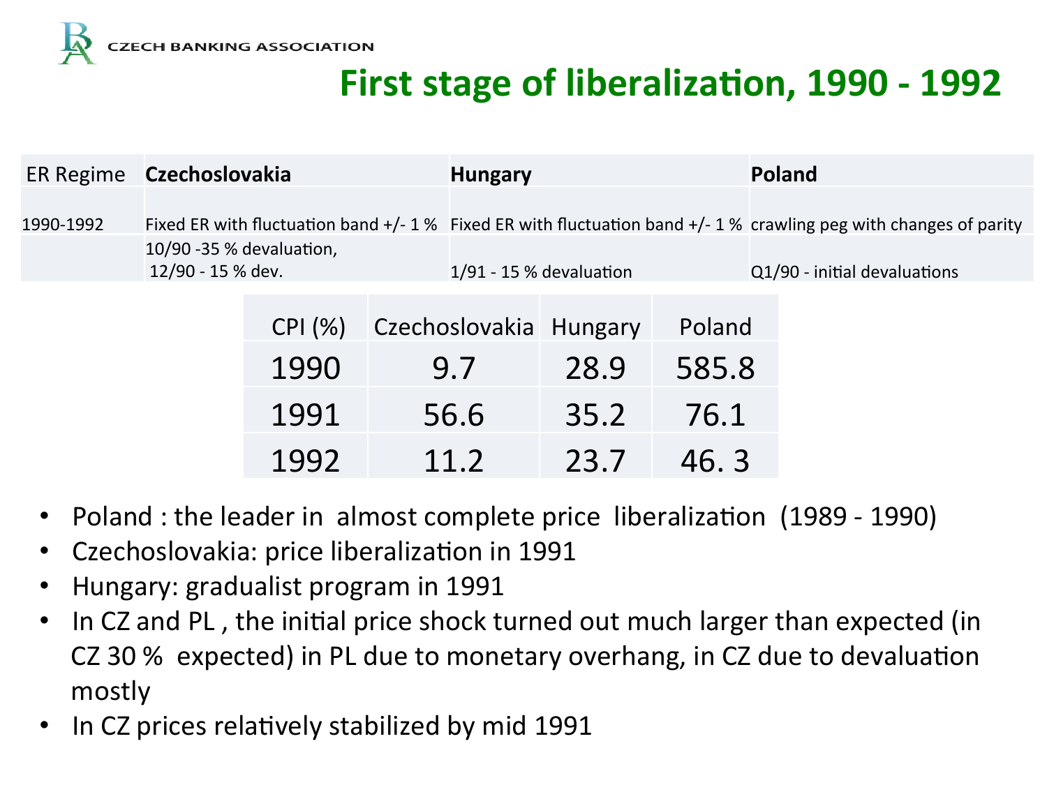# First stage of liberalization, 1990 - 1992

| ER Regime | Czechoslovakia | Hungary | Poland |
|---|---|---|---|
| 1990-1992 | Fixed ER with fluctuation band +/- 1 % | Fixed ER with fluctuation band +/- 1 % | crawling peg with changes of parity |
| | 10/90 -35 % devaluation, 12/90 - 15 % dev. | 1/91 - 15 % devaluation | Q1/90 - initial devaluations |

| CPI (%) | Czechoslovakia | Hungary | Poland |
|---|---|---|---|
| 1990 | 9.7 | 28.9 | 585.8 |
| 1991 | 56.6 | 35.2 | 76.1 |
| 1992 | 11.2 | 23.7 | 46. 3 |

- Poland : the leader in almost complete price liberalization (1989 - 1990)
- Czechoslovakia: price liberalization in 1991
- Hungary: gradualist program in 1991
- In CZ and PL , the initial price shock turned out much larger than expected (in CZ 30 % expected) in PL due to monetary overhang, in CZ due to devaluation mostly
- In CZ prices relatively stabilized by mid 1991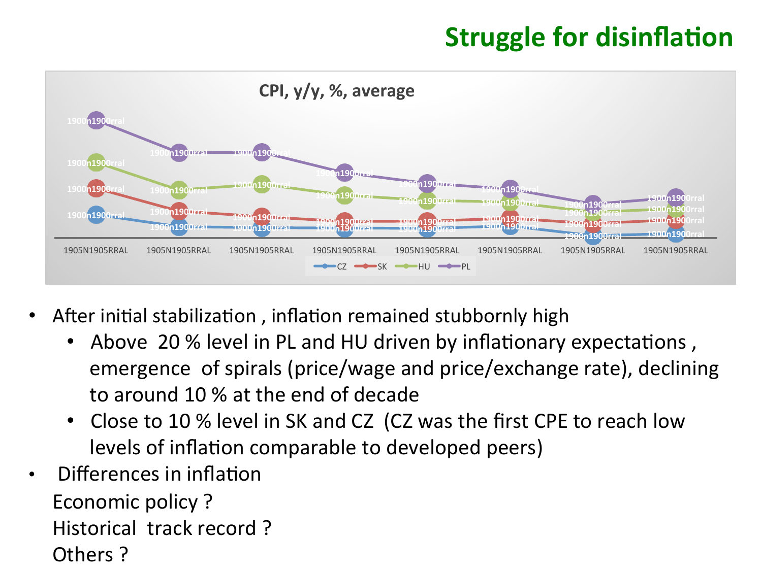# Struggle for disinflation

CPI, y/y, %, average

- After initial stabilization , inflation remained stubbornly high
  - Above 20 % level in PL and HU driven by inflationary expectations , emergence of spirals (price/wage and price/exchange rate), declining to around 10 % at the end of decade
  - Close to 10 % level in SK and CZ (CZ was the first CPE to reach low levels of inflation comparable to developed peers)
- Differences in inflation

  Economic policy ?

  Historical track record ?

  Others ?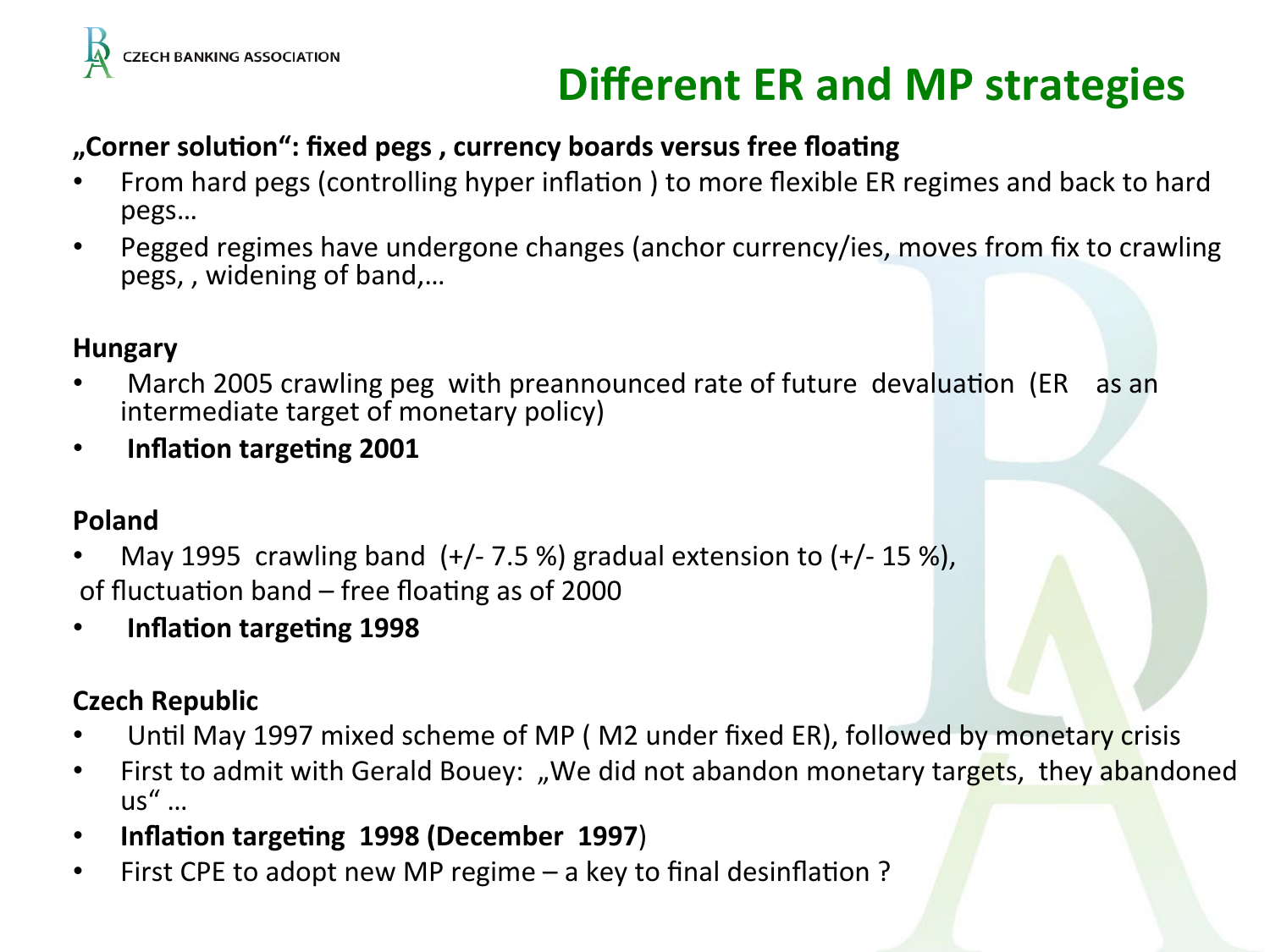# Different ER and MP strategies

**„Corner solution": fixed pegs , currency boards versus free floating**

- From hard pegs (controlling hyper inflation ) to more flexible ER regimes and back to hard pegs…
- Pegged regimes have undergone changes (anchor currency/ies, moves from fix to crawling pegs, , widening of band,…

**Hungary**

- March 2005 crawling peg with preannounced rate of future devaluation (ER as an intermediate target of monetary policy)
- **Inflation targeting 2001**

**Poland**

- May 1995 crawling band (+/- 7.5 %) gradual extension to (+/- 15 %),

of fluctuation band – free floating as of 2000

- **Inflation targeting 1998**

**Czech Republic**

- Until May 1997 mixed scheme of MP ( M2 under fixed ER), followed by monetary crisis
- First to admit with Gerald Bouey: „We did not abandon monetary targets, they abandoned us" …
- **Inflation targeting 1998 (December 1997**)
- First CPE to adopt new MP regime – a key to final desinflation ?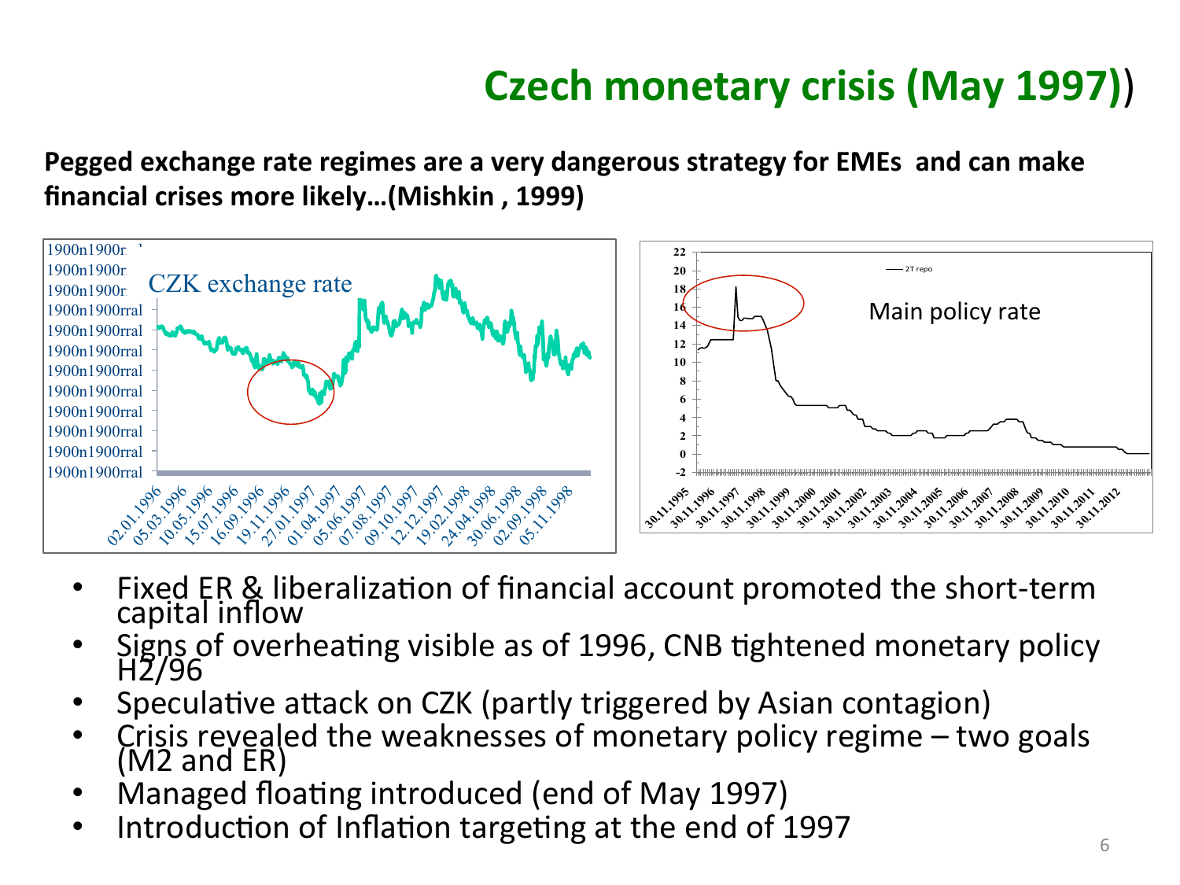# Czech monetary crisis (May 1997))

**Pegged exchange rate regimes are a very dangerous strategy for EMEs and can make financial crises more likely…(Mishkin , 1999)**

CZK exchange rate

Main policy rate

- Fixed ER & liberalization of financial account promoted the short-term capital inflow
- Signs of overheating visible as of 1996, CNB tightened monetary policy H2/96
- Speculative attack on CZK (partly triggered by Asian contagion)
- Crisis revealed the weaknesses of monetary policy regime – two goals (M2 and ER)
- Managed floating introduced (end of May 1997)
- Introduction of Inflation targeting at the end of 1997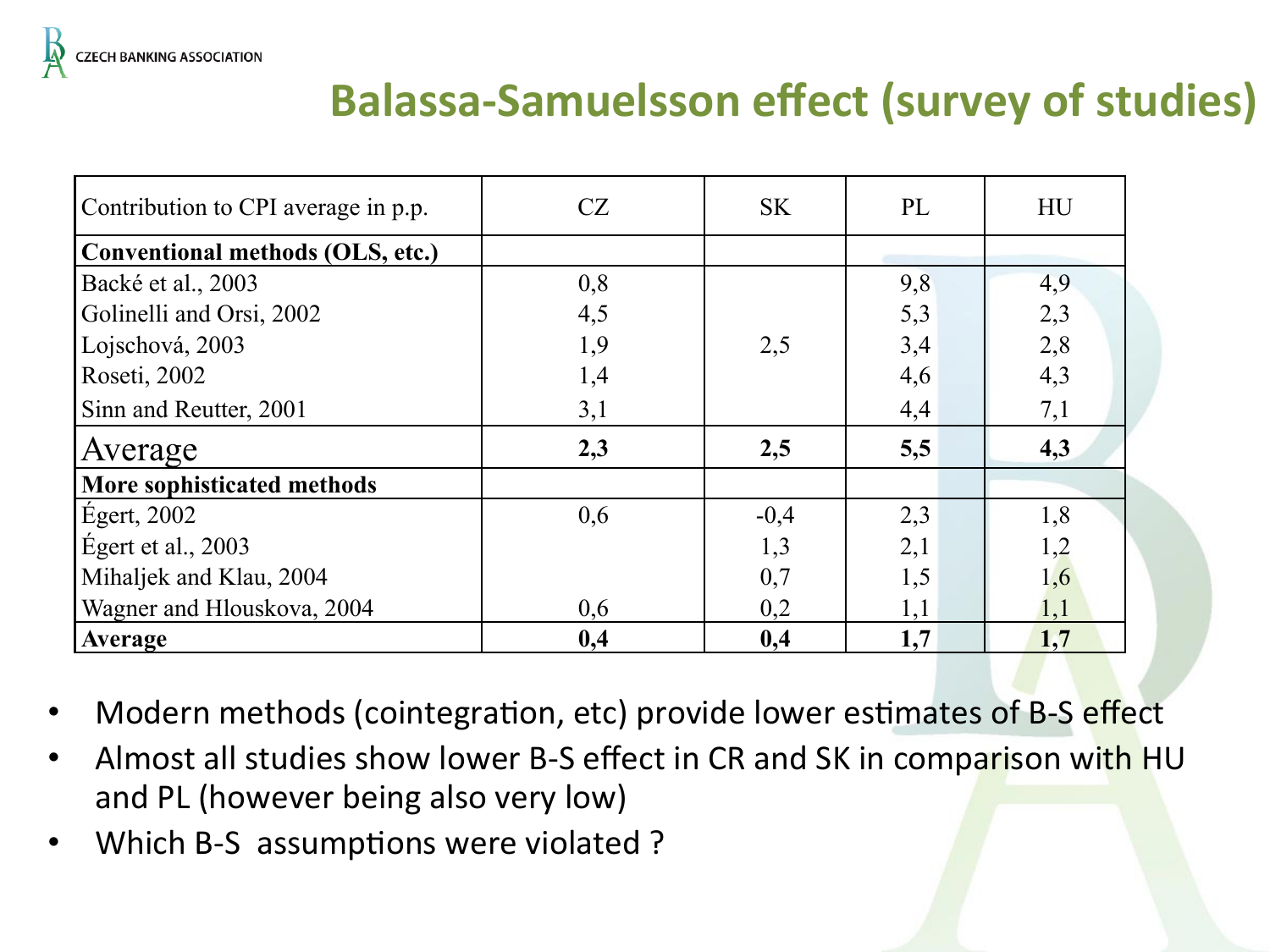## Balassa-Samuelson effect (survey of studies)

| Contribution to CPI average in p.p. | CZ | SK | PL | HU |
|---|---|---|---|---|
| **Conventional methods (OLS, etc.)** | | | | |
| Backé et al., 2003 | 0,8 | | 9,8 | 4,9 |
| Golinelli and Orsi, 2002 | 4,5 | | 5,3 | 2,3 |
| Lojschová, 2003 | 1,9 | 2,5 | 3,4 | 2,8 |
| Roseti, 2002 | 1,4 | | 4,6 | 4,3 |
| Sinn and Reutter, 2001 | 3,1 | | 4,4 | 7,1 |
| Average | **2,3** | **2,5** | **5,5** | **4,3** |
| **More sophisticated methods** | | | | |
| Égert, 2002 | 0,6 | -0,4 | 2,3 | 1,8 |
| Égert et al., 2003 | | 1,3 | 2,1 | 1,2 |
| Mihaljek and Klau, 2004 | | 0,7 | 1,5 | 1,6 |
| Wagner and Hlouskova, 2004 | 0,6 | 0,2 | 1,1 | 1,1 |
| **Average** | **0,4** | **0,4** | **1,7** | **1,7** |

- Modern methods (cointegration, etc) provide lower estimates of B-S effect
- Almost all studies show lower B-S effect in CR and SK in comparison with HU and PL (however being also very low)
- Which B-S assumptions were violated ?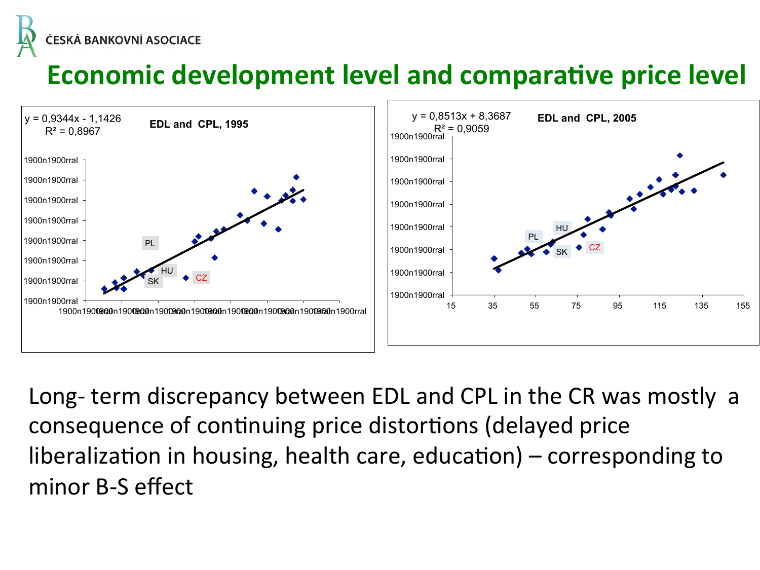# Economic development level and comparative price level

**EDL and CPL, 1995**

$y = 0,9344x - 1,1426$

$R^2 = 0,8967$

**EDL and CPL, 2005**

$y = 0,8513x + 8,3687$

$R^2 = 0,9059$

Long- term discrepancy between EDL and CPL in the CR was mostly a consequence of continuing price distortions (delayed price liberalization in housing, health care, education) – corresponding to minor B-S effect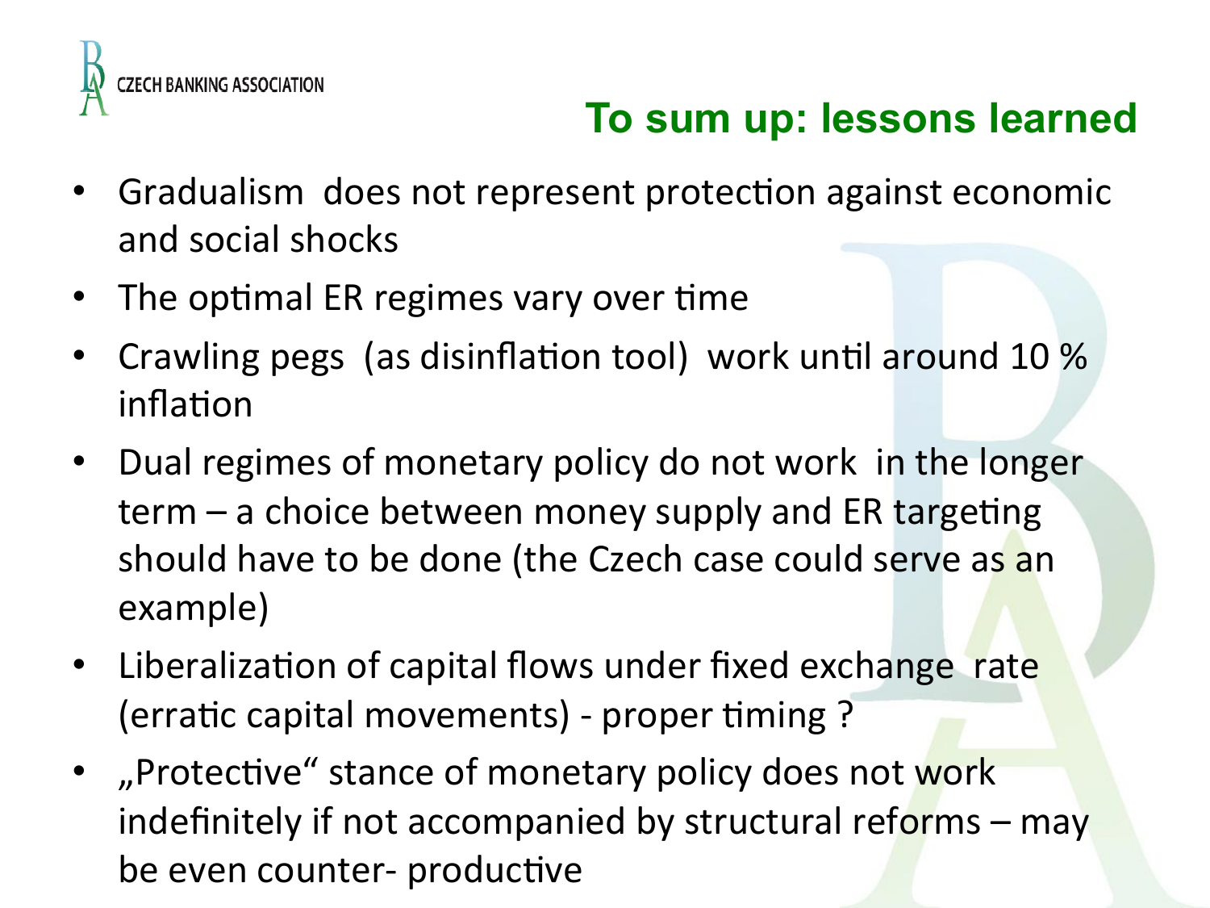## To sum up: lessons learned

- Gradualism does not represent protection against economic and social shocks
- The optimal ER regimes vary over time
- Crawling pegs (as disinflation tool) work until around 10 % inflation
- Dual regimes of monetary policy do not work in the longer term – a choice between money supply and ER targeting should have to be done (the Czech case could serve as an example)
- Liberalization of capital flows under fixed exchange rate (erratic capital movements) - proper timing ?
- „Protective“ stance of monetary policy does not work indefinitely if not accompanied by structural reforms – may be even counter- productive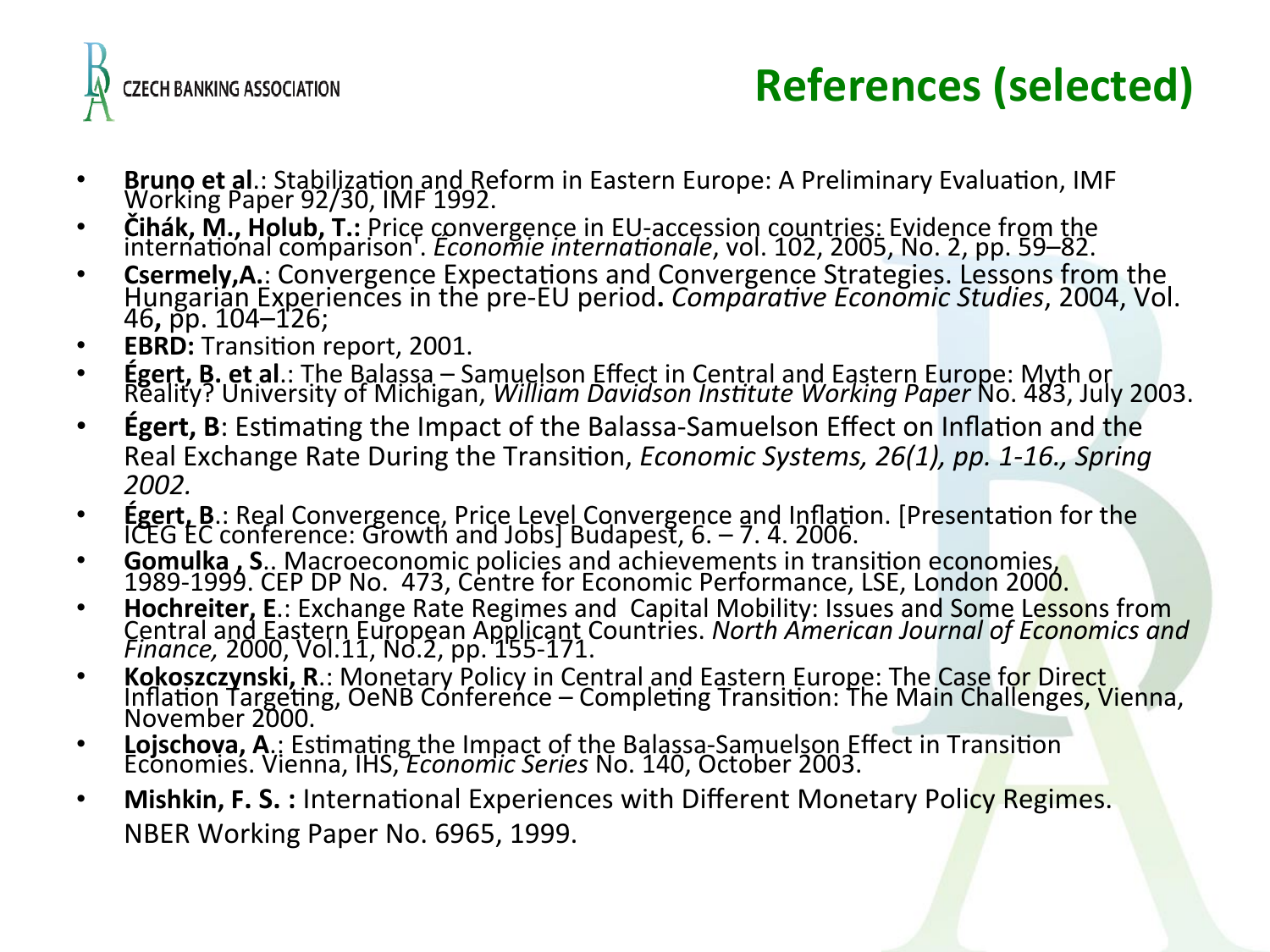# References (selected)

- **Bruno et al**.: Stabilization and Reform in Eastern Europe: A Preliminary Evaluation, IMF Working Paper 92/30, IMF 1992.
- **Čihák, M., Holub, T.:** Price convergence in EU-accession countries: Evidence from the international comparison'. *Économie internationale*, vol. 102, 2005, No. 2, pp. 59–82.
- **Csermely,A.**: Convergence Expectations and Convergence Strategies. Lessons from the Hungarian Experiences in the pre-EU period**.** *Comparative Economic Studies*, 2004, Vol. 46**,** pp. 104–126;
- **EBRD:** Transition report, 2001.
- **Égert, B. et al**.: The Balassa – Samuelson Effect in Central and Eastern Europe: Myth or Reality? University of Michigan, *William Davidson Institute Working Paper* No. 483, July 2003.
- **Égert, B**: Estimating the Impact of the Balassa-Samuelson Effect on Inflation and the Real Exchange Rate During the Transition, *Economic Systems, 26(1), pp. 1-16., Spring 2002.*
- **Égert, B**.: Real Convergence, Price Level Convergence and Inflation. [Presentation for the ICEG EC conference: Growth and Jobs] Budapest, 6. – 7. 4. 2006.
- **Gomulka , S**.. Macroeconomic policies and achievements in transition economies, 1989-1999. CEP DP No. 473, Centre for Economic Performance, LSE, London 2000.
- **Hochreiter, E**.: Exchange Rate Regimes and Capital Mobility: Issues and Some Lessons from Central and Eastern European Applicant Countries. *North American Journal of Economics and Finance,* 2000, Vol.11, No.2, pp. 155-171.
- **Kokoszczynski, R**.: Monetary Policy in Central and Eastern Europe: The Case for Direct Inflation Targeting, OeNB Conference – Completing Transition: The Main Challenges, Vienna, November 2000.
- **Lojschova, A**.: Estimating the Impact of the Balassa-Samuelson Effect in Transition Economies. Vienna, IHS, *Economic Series* No. 140, October 2003.
- **Mishkin, F. S. :** International Experiences with Different Monetary Policy Regimes. NBER Working Paper No. 6965, 1999.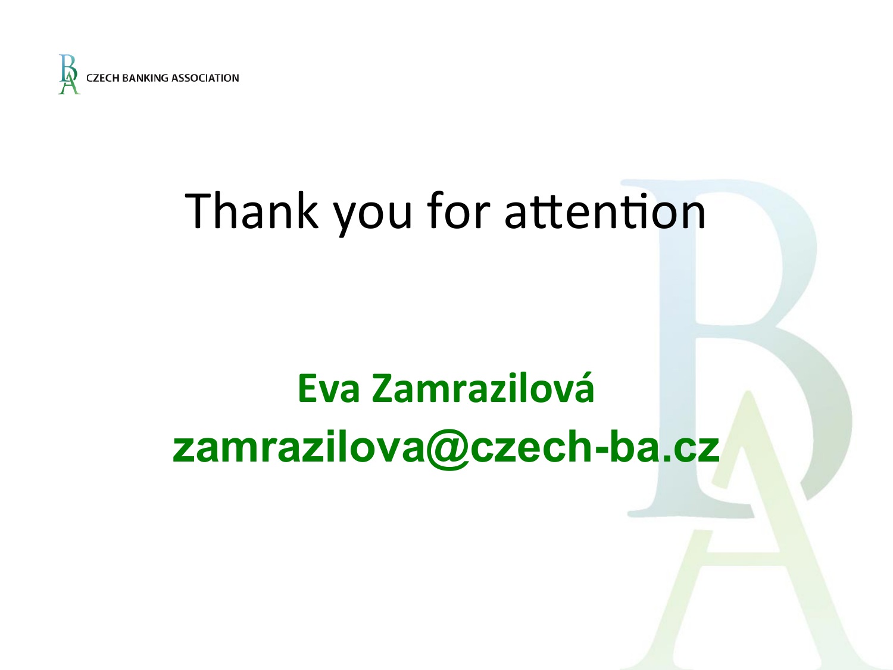CZECH BANKING ASSOCIATION

# Thank you for attention

**Eva Zamrazilová**

**zamrazilova@czech-ba.cz**